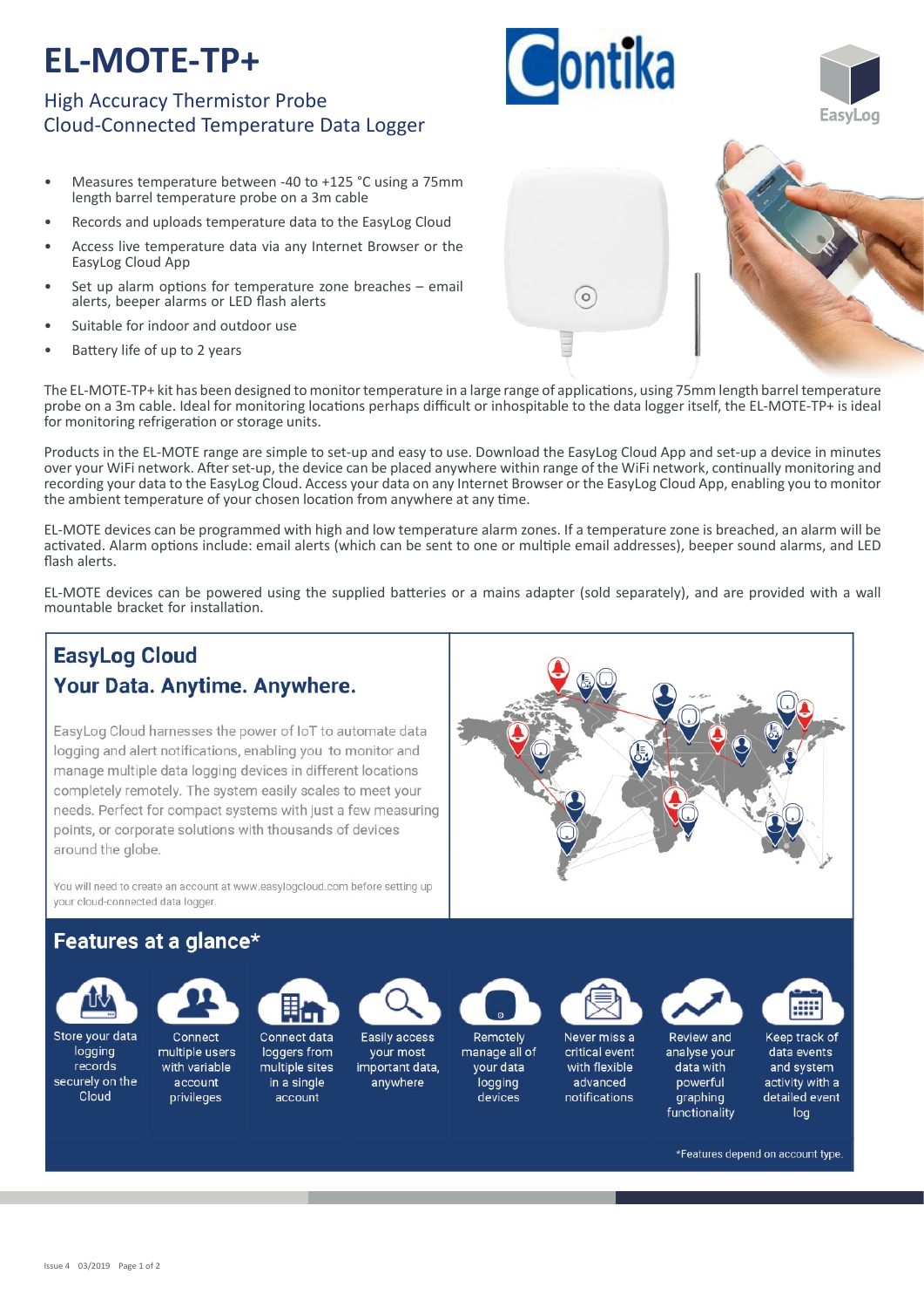# EL-MOTE-TP+

## High Accuracy Thermistor Probe
## Cloud-Connected Temperature Data Logger

- Measures temperature between -40 to +125 °C using a 75mm length barrel temperature probe on a 3m cable
- Records and uploads temperature data to the EasyLog Cloud
- Access live temperature data via any Internet Browser or the EasyLog Cloud App
- Set up alarm options for temperature zone breaches – email alerts, beeper alarms or LED flash alerts
- Suitable for indoor and outdoor use
- Battery life of up to 2 years

The EL-MOTE-TP+ kit has been designed to monitor temperature in a large range of applications, using 75mm length barrel temperature probe on a 3m cable. Ideal for monitoring locations perhaps difficult or inhospitable to the data logger itself, the EL-MOTE-TP+ is ideal for monitoring refrigeration or storage units.

Products in the EL-MOTE range are simple to set-up and easy to use. Download the EasyLog Cloud App and set-up a device in minutes over your WiFi network. After set-up, the device can be placed anywhere within range of the WiFi network, continually monitoring and recording your data to the EasyLog Cloud. Access your data on any Internet Browser or the EasyLog Cloud App, enabling you to monitor the ambient temperature of your chosen location from anywhere at any time.

EL-MOTE devices can be programmed with high and low temperature alarm zones. If a temperature zone is breached, an alarm will be activated. Alarm options include: email alerts (which can be sent to one or multiple email addresses), beeper sound alarms, and LED flash alerts.

EL-MOTE devices can be powered using the supplied batteries or a mains adapter (sold separately), and are provided with a wall mountable bracket for installation.

## EasyLog Cloud
## Your Data. Anytime. Anywhere.

EasyLog Cloud harnesses the power of IoT to automate data logging and alert notifications, enabling you to monitor and manage multiple data logging devices in different locations completely remotely. The system easily scales to meet your needs. Perfect for compact systems with just a few measuring points, or corporate solutions with thousands of devices around the globe.

You will need to create an account at www.easylogcloud.com before setting up your cloud-connected data logger.

## Features at a glance*

- Store your data logging records securely on the Cloud
- Connect multiple users with variable account privileges
- Connect data loggers from multiple sites in a single account
- Easily access your most important data, anywhere
- Remotely manage all of your data logging devices
- Never miss a critical event with flexible advanced notifications
- Review and analyse your data with powerful graphing functionality
- Keep track of data events and system activity with a detailed event log

*Features depend on account type.

Issue 4 03/2019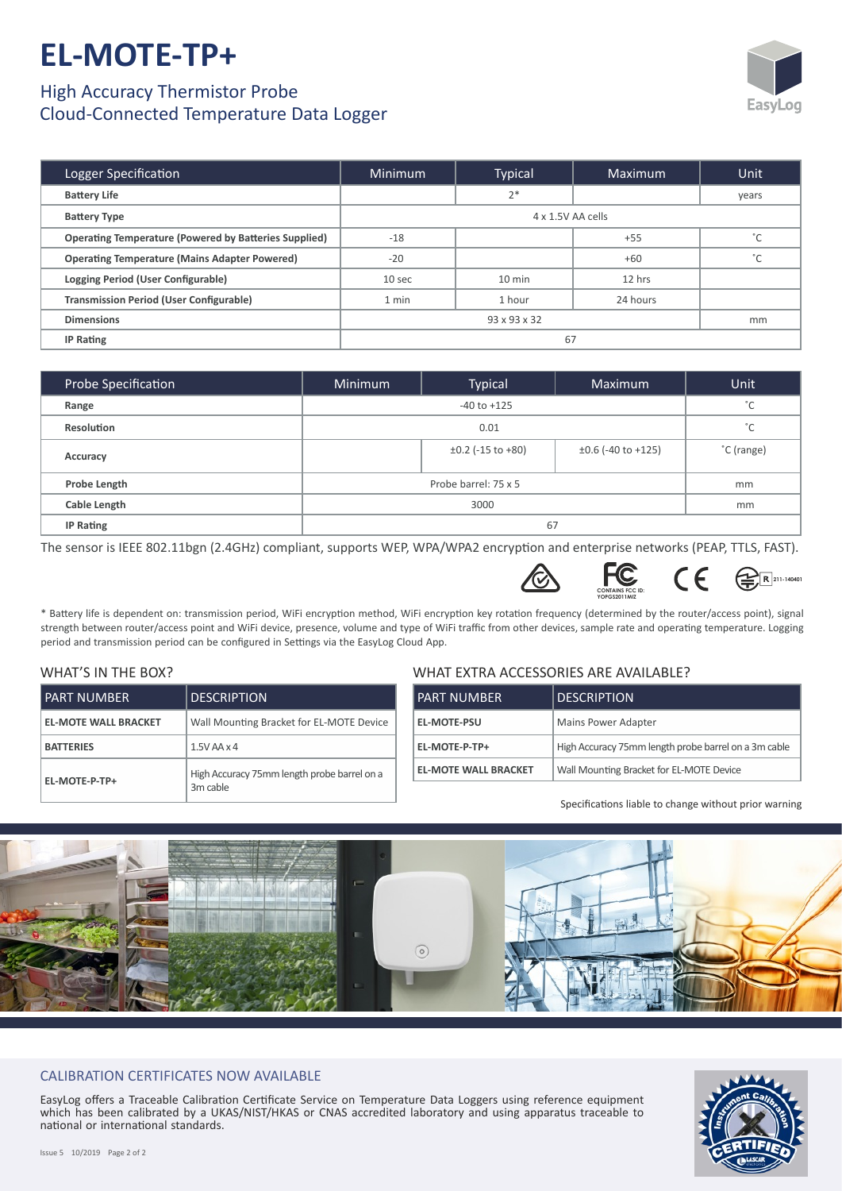# EL-MOTE-TP+

## High Accuracy Thermistor Probe
## Cloud-Connected Temperature Data Logger

| Logger Specification | Minimum | Typical | Maximum | Unit |
|---|---|---|---|---|
| **Battery Life** | | 2* | | years |
| **Battery Type** | 4 x 1.5V AA cells | | | |
| **Operating Temperature (Powered by Batteries Supplied)** | -18 | | +55 | ˚C |
| **Operating Temperature (Mains Adapter Powered)** | -20 | | +60 | ˚C |
| **Logging Period (User Configurable)** | 10 sec | 10 min | 12 hrs | |
| **Transmission Period (User Configurable)** | 1 min | 1 hour | 24 hours | |
| **Dimensions** | 93 x 93 x 32 | | | mm |
| **IP Rating** | 67 | | | |

| Probe Specification | Minimum | Typical | Maximum | Unit |
|---|---|---|---|---|
| **Range** | -40 to +125 | | | ˚C |
| **Resolution** | 0.01 | | | ˚C |
| **Accuracy** | | ±0.2 (-15 to +80) | ±0.6 (-40 to +125) | ˚C (range) |
| **Probe Length** | Probe barrel: 75 x 5 | | | mm |
| **Cable Length** | 3000 | | | mm |
| **IP Rating** | 67 | | | |

The sensor is IEEE 802.11bgn (2.4GHz) compliant, supports WEP, WPA/WPA2 encryption and enterprise networks (PEAP, TTLS, FAST).

CONTAINS FCC ID: YOPGS2011MIZ

R 211-140401

* Battery life is dependent on: transmission period, WiFi encryption method, WiFi encryption key rotation frequency (determined by the router/access point), signal strength between router/access point and WiFi device, presence, volume and type of WiFi traffic from other devices, sample rate and operating temperature. Logging period and transmission period can be configured in Settings via the EasyLog Cloud App.

### WHAT'S IN THE BOX?

| PART NUMBER | DESCRIPTION |
|---|---|
| **EL-MOTE WALL BRACKET** | Wall Mounting Bracket for EL-MOTE Device |
| **BATTERIES** | 1.5V AA x 4 |
| **EL-MOTE-P-TP+** | High Accuracy 75mm length probe barrel on a 3m cable |

### WHAT EXTRA ACCESSORIES ARE AVAILABLE?

| PART NUMBER | DESCRIPTION |
|---|---|
| **EL-MOTE-PSU** | Mains Power Adapter |
| **EL-MOTE-P-TP+** | High Accuracy 75mm length probe barrel on a 3m cable |
| **EL-MOTE WALL BRACKET** | Wall Mounting Bracket for EL-MOTE Device |

Specifications liable to change without prior warning

### CALIBRATION CERTIFICATES NOW AVAILABLE

EasyLog offers a Traceable Calibration Certificate Service on Temperature Data Loggers using reference equipment which has been calibrated by a UKAS/NIST/HKAS or CNAS accredited laboratory and using apparatus traceable to national or international standards.

Issue 5 10/2019